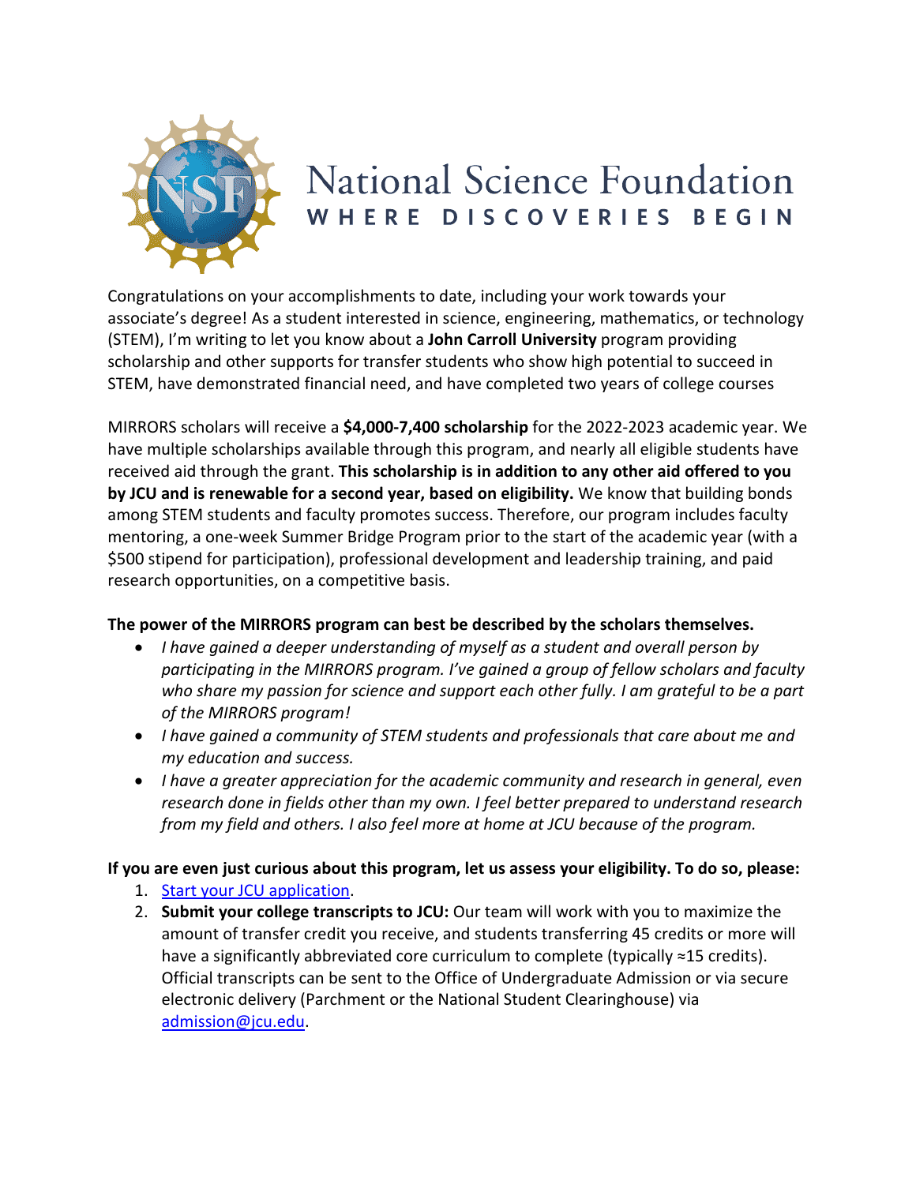# National Science Foundation

WHERE DISCOVERIES BEGIN

Congratulations on your accomplishments to date, including your work towards your associate's degree! As a student interested in science, engineering, mathematics, or technology (STEM), I'm writing to let you know about a **John Carroll University** program providing scholarship and other supports for transfer students who show high potential to succeed in STEM, have demonstrated financial need, and have completed two years of college courses

MIRRORS scholars will receive a **$4,000-7,400 scholarship** for the 2022-2023 academic year. We have multiple scholarships available through this program, and nearly all eligible students have received aid through the grant. **This scholarship is in addition to any other aid offered to you by JCU and is renewable for a second year, based on eligibility.** We know that building bonds among STEM students and faculty promotes success. Therefore, our program includes faculty mentoring, a one-week Summer Bridge Program prior to the start of the academic year (with a $500 stipend for participation), professional development and leadership training, and paid research opportunities, on a competitive basis.

**The power of the MIRRORS program can best be described by the scholars themselves.**

- *I have gained a deeper understanding of myself as a student and overall person by participating in the MIRRORS program. I've gained a group of fellow scholars and faculty who share my passion for science and support each other fully. I am grateful to be a part of the MIRRORS program!*
- *I have gained a community of STEM students and professionals that care about me and my education and success.*
- *I have a greater appreciation for the academic community and research in general, even research done in fields other than my own. I feel better prepared to understand research from my field and others. I also feel more at home at JCU because of the program.*

**If you are even just curious about this program, let us assess your eligibility. To do so, please:**

1. Start your JCU application.
2. **Submit your college transcripts to JCU:** Our team will work with you to maximize the amount of transfer credit you receive, and students transferring 45 credits or more will have a significantly abbreviated core curriculum to complete (typically ≈15 credits). Official transcripts can be sent to the Office of Undergraduate Admission or via secure electronic delivery (Parchment or the National Student Clearinghouse) via admission@jcu.edu.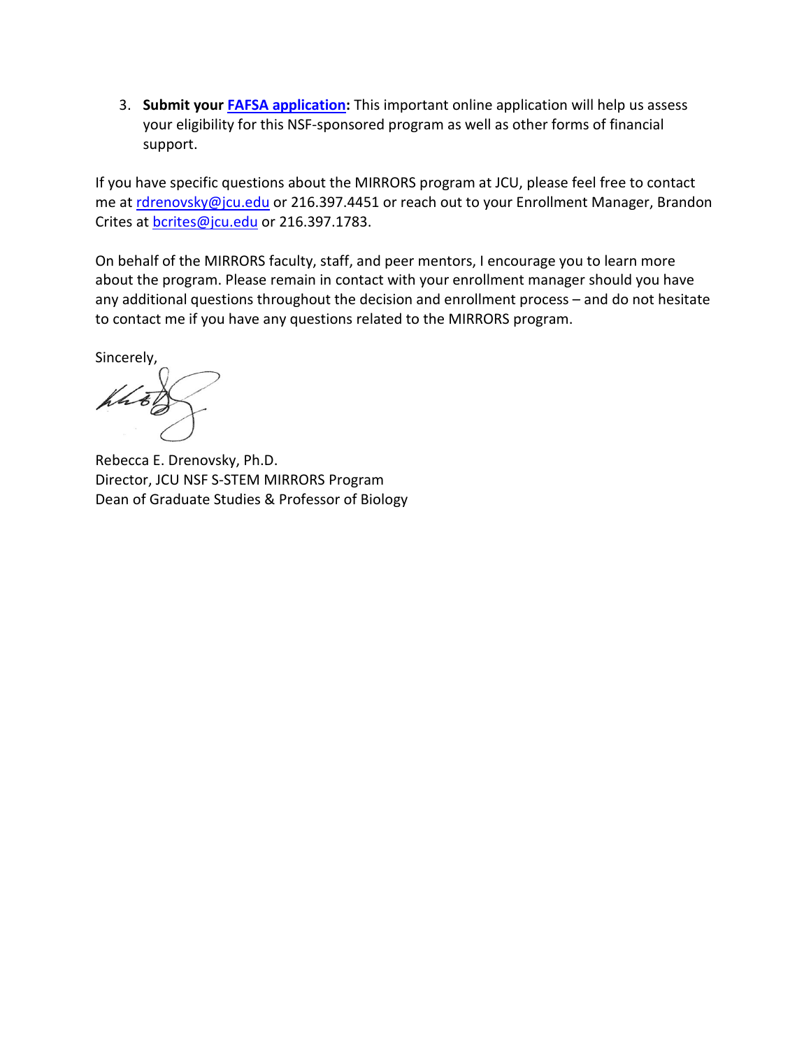3. **Submit your FAFSA application:** This important online application will help us assess your eligibility for this NSF-sponsored program as well as other forms of financial support.

If you have specific questions about the MIRRORS program at JCU, please feel free to contact me at rdrenovsky@jcu.edu or 216.397.4451 or reach out to your Enrollment Manager, Brandon Crites at bcrites@jcu.edu or 216.397.1783.

On behalf of the MIRRORS faculty, staff, and peer mentors, I encourage you to learn more about the program. Please remain in contact with your enrollment manager should you have any additional questions throughout the decision and enrollment process – and do not hesitate to contact me if you have any questions related to the MIRRORS program.

Sincerely,

Rebecca E. Drenovsky, Ph.D.
Director, JCU NSF S-STEM MIRRORS Program
Dean of Graduate Studies & Professor of Biology